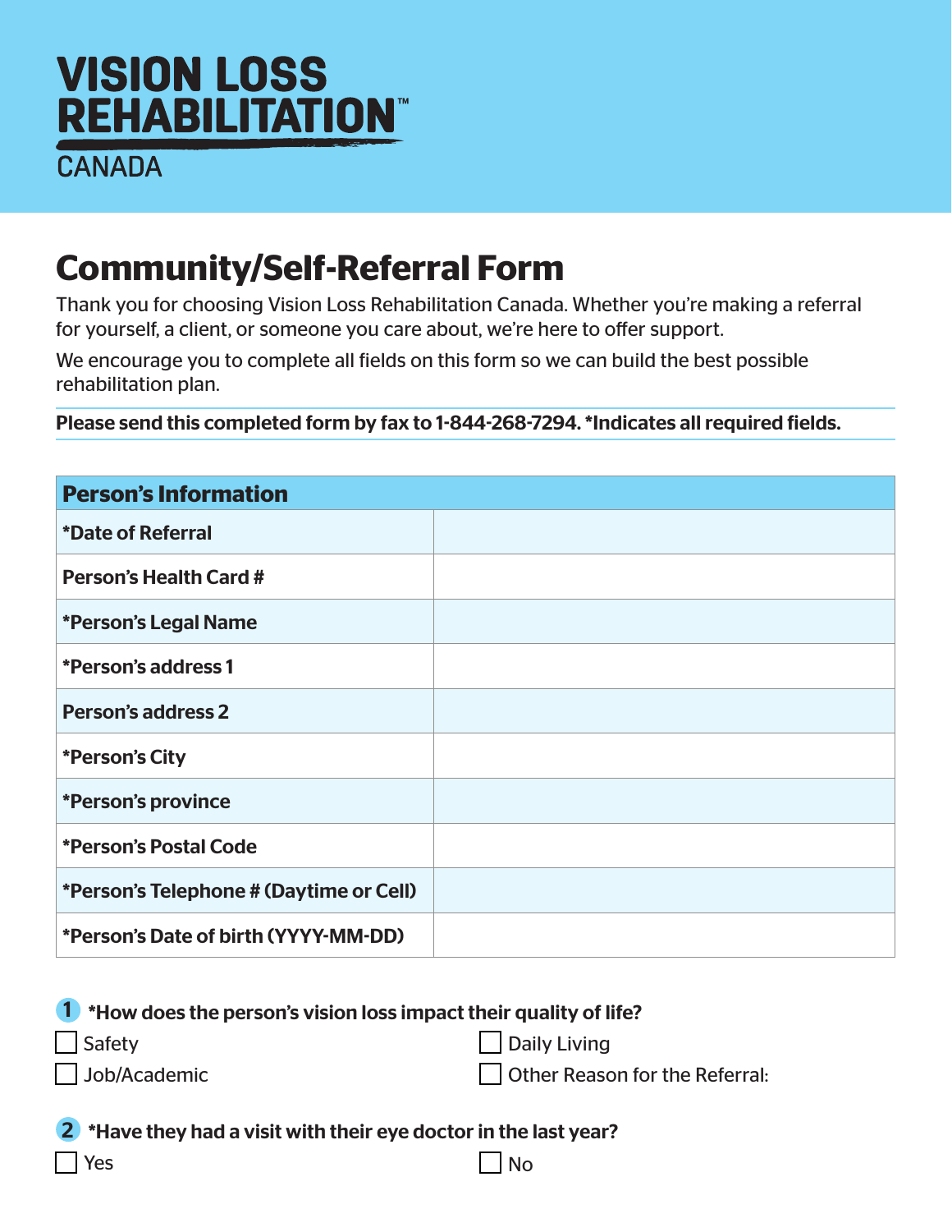# VISION LOSS REHABILITATION™

CANADA

## Community/Self-Referral Form

Thank you for choosing Vision Loss Rehabilitation Canada. Whether you're making a referral for yourself, a client, or someone you care about, we're here to offer support.

We encourage you to complete all fields on this form so we can build the best possible rehabilitation plan.

**Please send this completed form by fax to 1-844-268-7294. *Indicates all required fields.**

| **Person's Information** | |
|---|---|
| ***Date of Referral** | |
| **Person's Health Card #** | |
| ***Person's Legal Name** | |
| ***Person's address 1** | |
| **Person's address 2** | |
| ***Person's City** | |
| ***Person's province** | |
| ***Person's Postal Code** | |
| ***Person's Telephone # (Daytime or Cell)** | |
| ***Person's Date of birth (YYYY-MM-DD)** | |

**1 *How does the person's vision loss impact their quality of life?**

- ☐ Safety
- ☐ Daily Living
- ☐ Job/Academic
- ☐ Other Reason for the Referral:

**2 *Have they had a visit with their eye doctor in the last year?**

- ☐ Yes
- ☐ No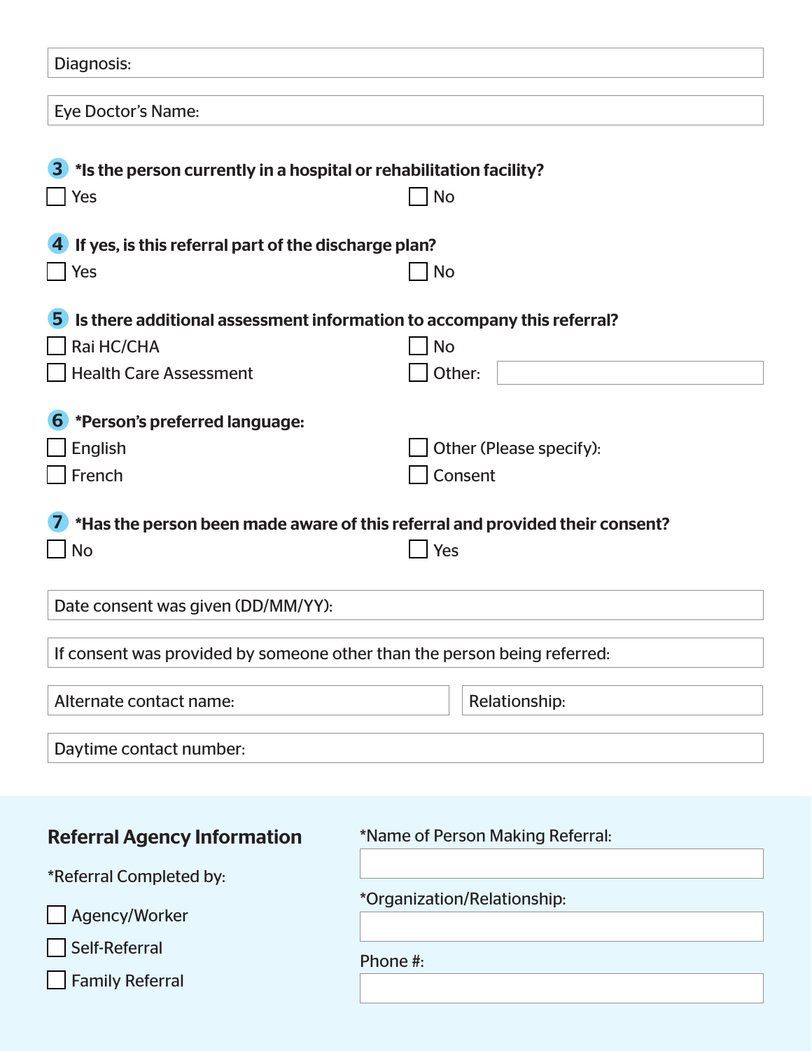Diagnosis:

Eye Doctor's Name:

**3 \*Is the person currently in a hospital or rehabilitation facility?**

- [ ] Yes
- [ ] No

**4 If yes, is this referral part of the discharge plan?**

- [ ] Yes
- [ ] No

**5 Is there additional assessment information to accompany this referral?**

- [ ] Rai HC/CHA
- [ ] Health Care Assessment
- [ ] No
- [ ] Other:

**6 \*Person's preferred language:**

- [ ] English
- [ ] French
- [ ] Other (Please specify):
- [ ] Consent

**7 \*Has the person been made aware of this referral and provided their consent?**

- [ ] No
- [ ] Yes

Date consent was given (DD/MM/YY):

If consent was provided by someone other than the person being referred:

Alternate contact name:

Relationship:

Daytime contact number:

## Referral Agency Information

*Referral Completed by:

- [ ] Agency/Worker
- [ ] Self-Referral
- [ ] Family Referral

*Name of Person Making Referral:

*Organization/Relationship:

Phone #: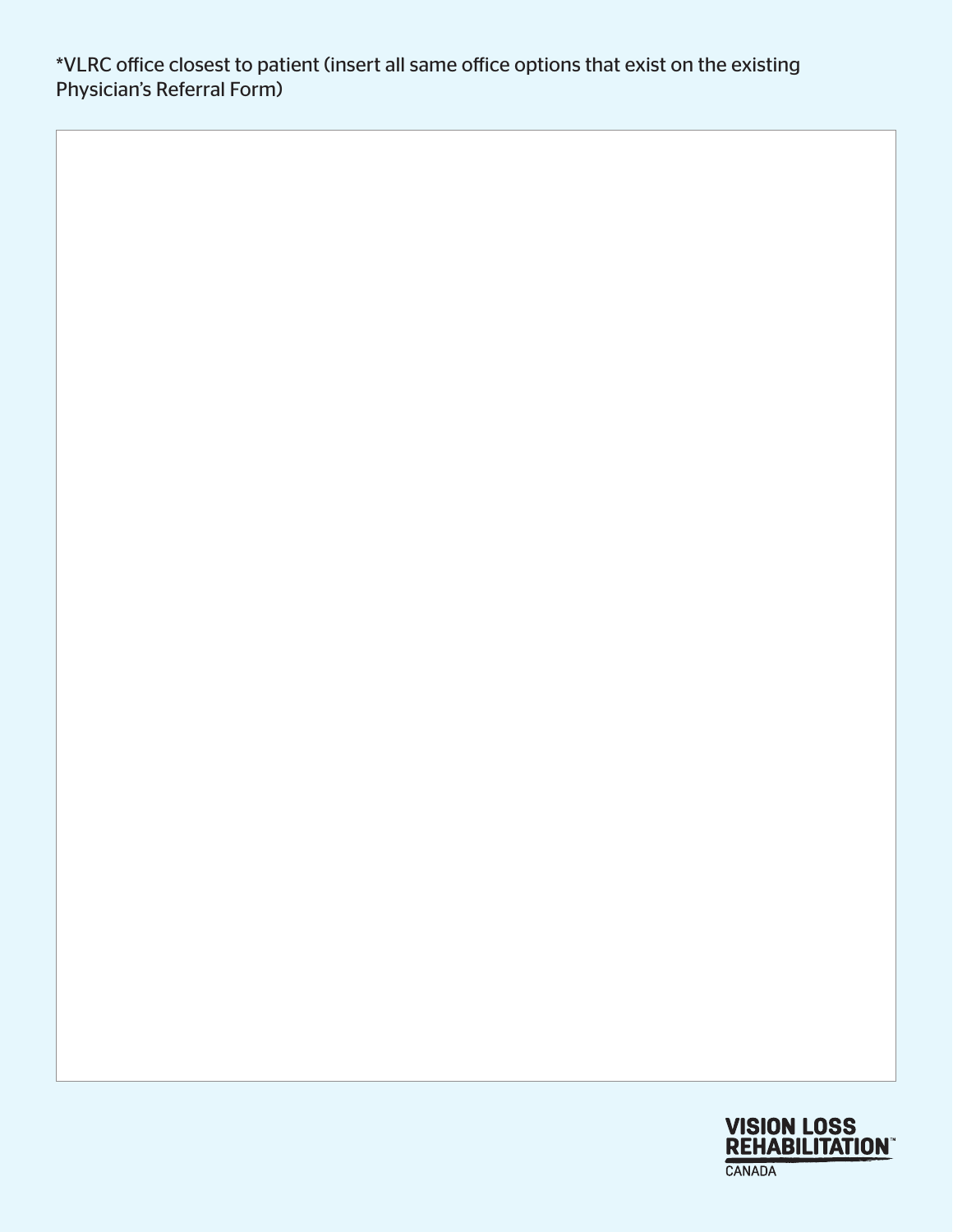*VLRC office closest to patient (insert all same office options that exist on the existing Physician's Referral Form)